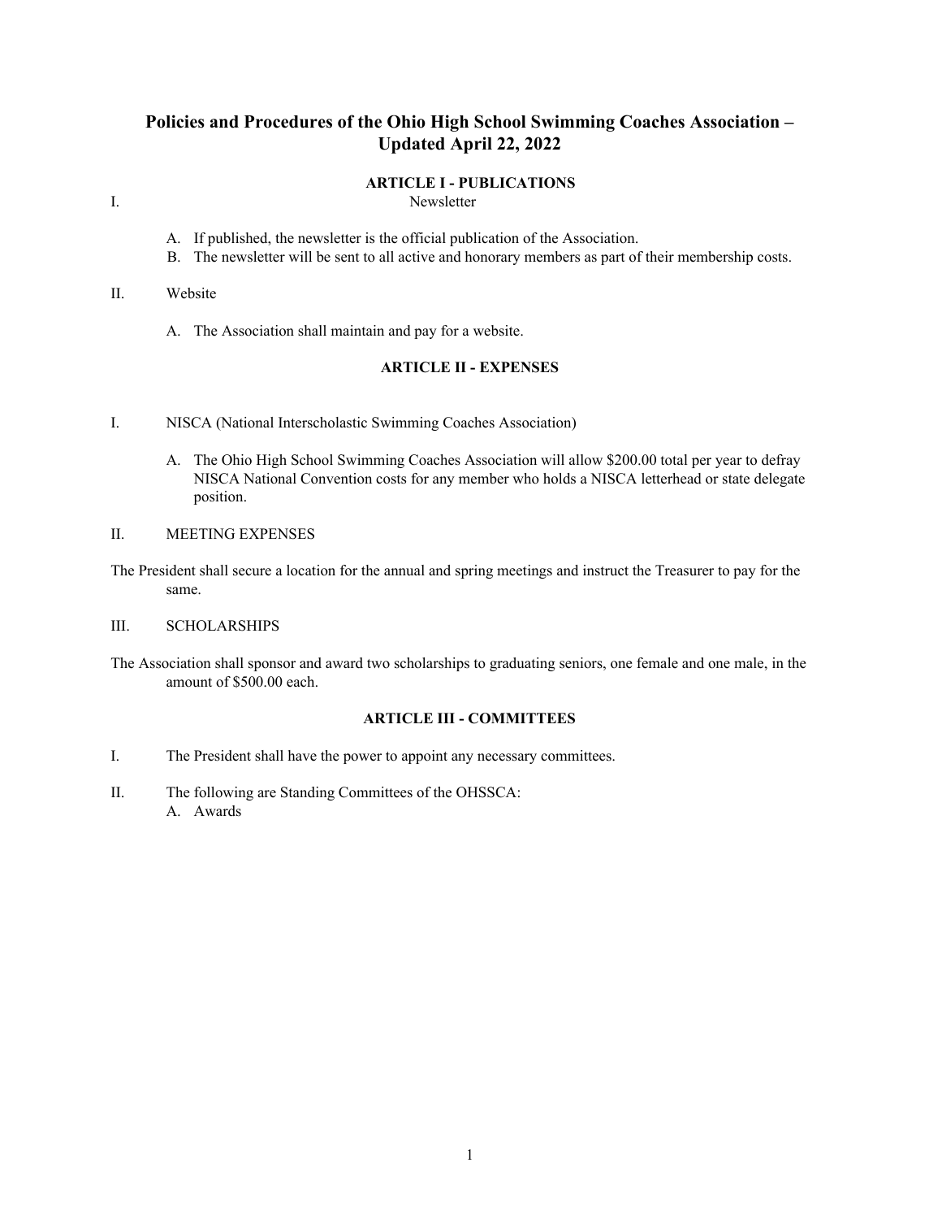# Policies and Procedures of the Ohio High School Swimming Coaches Association – Updated April 22, 2022

## ARTICLE I - PUBLICATIONS

I. Newsletter

A. If published, the newsletter is the official publication of the Association.
B. The newsletter will be sent to all active and honorary members as part of their membership costs.

II. Website

A. The Association shall maintain and pay for a website.

## ARTICLE II - EXPENSES

I. NISCA (National Interscholastic Swimming Coaches Association)

A. The Ohio High School Swimming Coaches Association will allow $200.00 total per year to defray NISCA National Convention costs for any member who holds a NISCA letterhead or state delegate position.

II. MEETING EXPENSES

The President shall secure a location for the annual and spring meetings and instruct the Treasurer to pay for the same.

III. SCHOLARSHIPS

The Association shall sponsor and award two scholarships to graduating seniors, one female and one male, in the amount of $500.00 each.

## ARTICLE III - COMMITTEES

I. The President shall have the power to appoint any necessary committees.

II. The following are Standing Committees of the OHSSCA:

A. Awards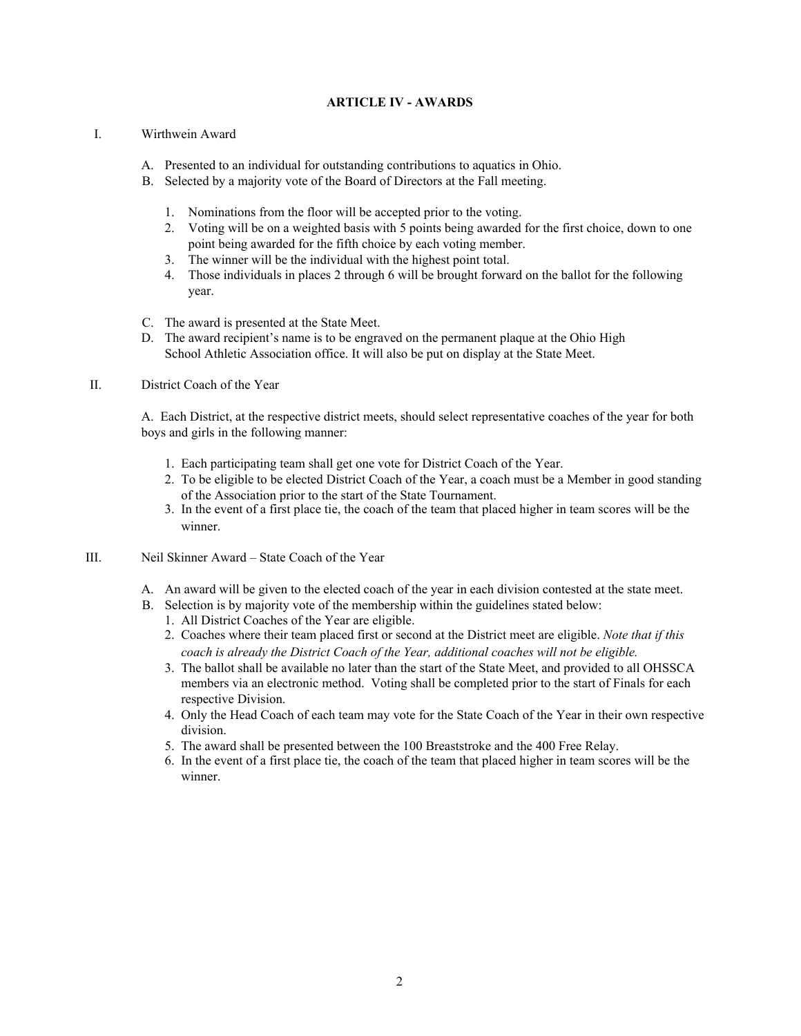## ARTICLE IV - AWARDS

I. Wirthwein Award

A. Presented to an individual for outstanding contributions to aquatics in Ohio.
B. Selected by a majority vote of the Board of Directors at the Fall meeting.

1. Nominations from the floor will be accepted prior to the voting.
2. Voting will be on a weighted basis with 5 points being awarded for the first choice, down to one point being awarded for the fifth choice by each voting member.
3. The winner will be the individual with the highest point total.
4. Those individuals in places 2 through 6 will be brought forward on the ballot for the following year.

C. The award is presented at the State Meet.
D. The award recipient's name is to be engraved on the permanent plaque at the Ohio High School Athletic Association office. It will also be put on display at the State Meet.

II. District Coach of the Year

A. Each District, at the respective district meets, should select representative coaches of the year for both boys and girls in the following manner:

1. Each participating team shall get one vote for District Coach of the Year.
2. To be eligible to be elected District Coach of the Year, a coach must be a Member in good standing of the Association prior to the start of the State Tournament.
3. In the event of a first place tie, the coach of the team that placed higher in team scores will be the winner.

III. Neil Skinner Award – State Coach of the Year

A. An award will be given to the elected coach of the year in each division contested at the state meet.
B. Selection is by majority vote of the membership within the guidelines stated below:
   1. All District Coaches of the Year are eligible.
   2. Coaches where their team placed first or second at the District meet are eligible. *Note that if this coach is already the District Coach of the Year, additional coaches will not be eligible.*
   3. The ballot shall be available no later than the start of the State Meet, and provided to all OHSSCA members via an electronic method. Voting shall be completed prior to the start of Finals for each respective Division.
   4. Only the Head Coach of each team may vote for the State Coach of the Year in their own respective division.
   5. The award shall be presented between the 100 Breaststroke and the 400 Free Relay.
   6. In the event of a first place tie, the coach of the team that placed higher in team scores will be the winner.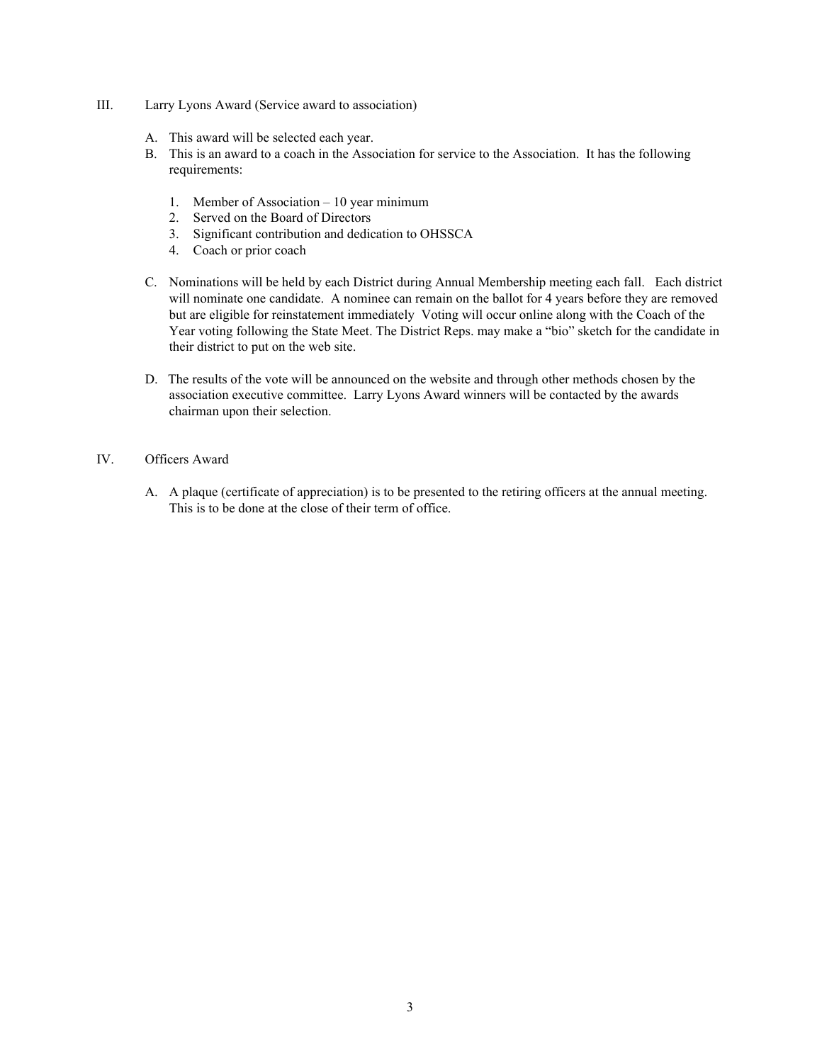## III. Larry Lyons Award (Service award to association)

A. This award will be selected each year.

B. This is an award to a coach in the Association for service to the Association. It has the following requirements:

1. Member of Association – 10 year minimum
2. Served on the Board of Directors
3. Significant contribution and dedication to OHSSCA
4. Coach or prior coach

C. Nominations will be held by each District during Annual Membership meeting each fall. Each district will nominate one candidate. A nominee can remain on the ballot for 4 years before they are removed but are eligible for reinstatement immediately Voting will occur online along with the Coach of the Year voting following the State Meet. The District Reps. may make a "bio" sketch for the candidate in their district to put on the web site.

D. The results of the vote will be announced on the website and through other methods chosen by the association executive committee. Larry Lyons Award winners will be contacted by the awards chairman upon their selection.

## IV. Officers Award

A. A plaque (certificate of appreciation) is to be presented to the retiring officers at the annual meeting. This is to be done at the close of their term of office.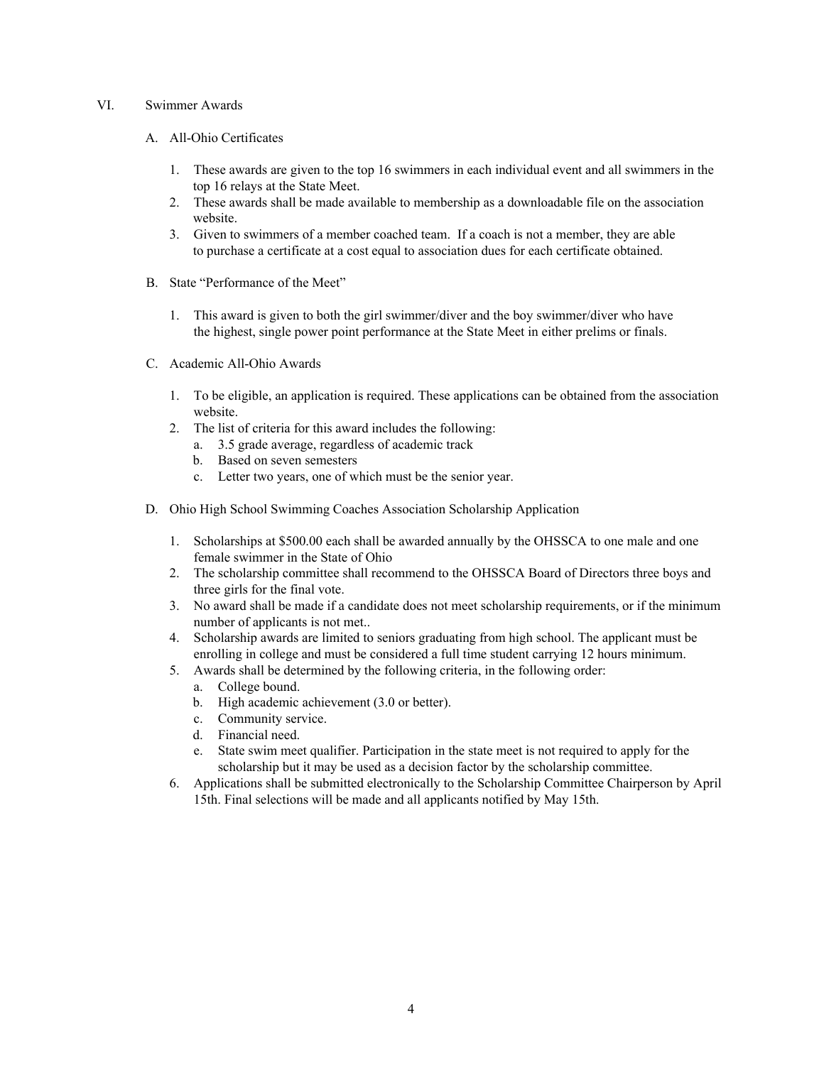## VI. Swimmer Awards

### A. All-Ohio Certificates

1. These awards are given to the top 16 swimmers in each individual event and all swimmers in the top 16 relays at the State Meet.
2. These awards shall be made available to membership as a downloadable file on the association website.
3. Given to swimmers of a member coached team. If a coach is not a member, they are able to purchase a certificate at a cost equal to association dues for each certificate obtained.

### B. State "Performance of the Meet"

1. This award is given to both the girl swimmer/diver and the boy swimmer/diver who have the highest, single power point performance at the State Meet in either prelims or finals.

### C. Academic All-Ohio Awards

1. To be eligible, an application is required. These applications can be obtained from the association website.
2. The list of criteria for this award includes the following:
   a. 3.5 grade average, regardless of academic track
   b. Based on seven semesters
   c. Letter two years, one of which must be the senior year.

### D. Ohio High School Swimming Coaches Association Scholarship Application

1. Scholarships at $500.00 each shall be awarded annually by the OHSSCA to one male and one female swimmer in the State of Ohio
2. The scholarship committee shall recommend to the OHSSCA Board of Directors three boys and three girls for the final vote.
3. No award shall be made if a candidate does not meet scholarship requirements, or if the minimum number of applicants is not met..
4. Scholarship awards are limited to seniors graduating from high school. The applicant must be enrolling in college and must be considered a full time student carrying 12 hours minimum.
5. Awards shall be determined by the following criteria, in the following order:
   a. College bound.
   b. High academic achievement (3.0 or better).
   c. Community service.
   d. Financial need.
   e. State swim meet qualifier. Participation in the state meet is not required to apply for the scholarship but it may be used as a decision factor by the scholarship committee.
6. Applications shall be submitted electronically to the Scholarship Committee Chairperson by April 15th. Final selections will be made and all applicants notified by May 15th.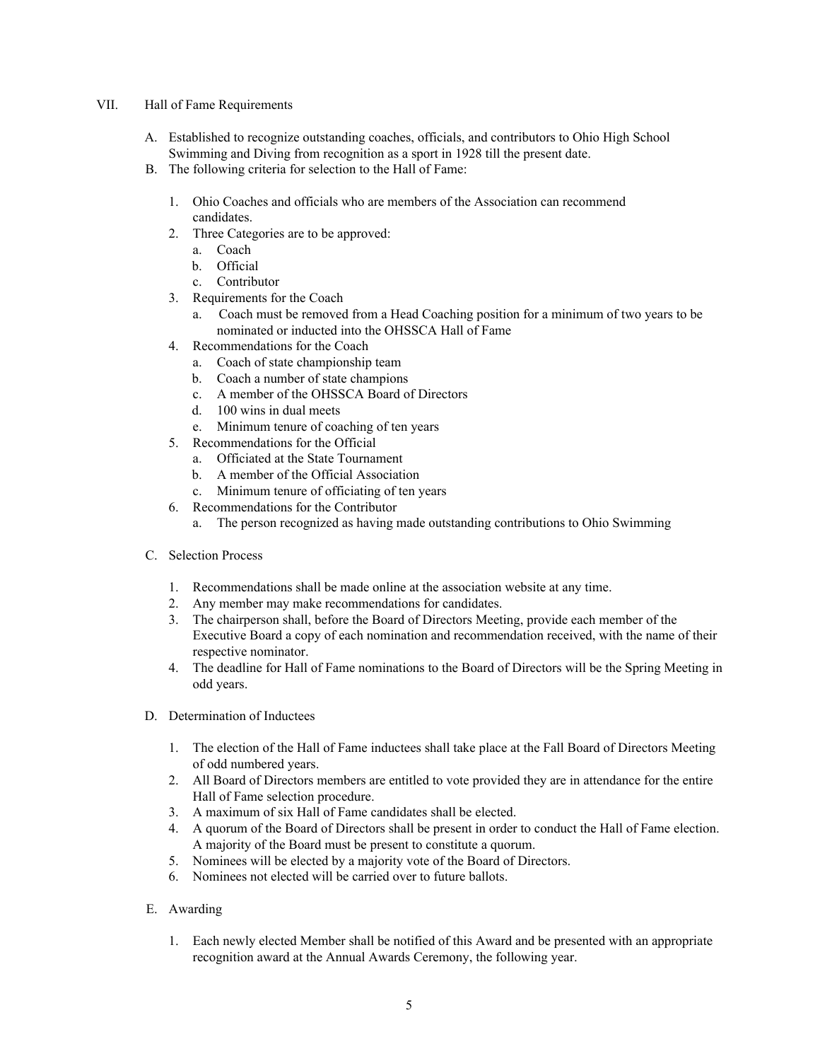## VII. Hall of Fame Requirements

A. Established to recognize outstanding coaches, officials, and contributors to Ohio High School Swimming and Diving from recognition as a sport in 1928 till the present date.

B. The following criteria for selection to the Hall of Fame:

1. Ohio Coaches and officials who are members of the Association can recommend candidates.
2. Three Categories are to be approved:
   a. Coach
   b. Official
   c. Contributor
3. Requirements for the Coach
   a. Coach must be removed from a Head Coaching position for a minimum of two years to be nominated or inducted into the OHSSCA Hall of Fame
4. Recommendations for the Coach
   a. Coach of state championship team
   b. Coach a number of state champions
   c. A member of the OHSSCA Board of Directors
   d. 100 wins in dual meets
   e. Minimum tenure of coaching of ten years
5. Recommendations for the Official
   a. Officiated at the State Tournament
   b. A member of the Official Association
   c. Minimum tenure of officiating of ten years
6. Recommendations for the Contributor
   a. The person recognized as having made outstanding contributions to Ohio Swimming

C. Selection Process

1. Recommendations shall be made online at the association website at any time.
2. Any member may make recommendations for candidates.
3. The chairperson shall, before the Board of Directors Meeting, provide each member of the Executive Board a copy of each nomination and recommendation received, with the name of their respective nominator.
4. The deadline for Hall of Fame nominations to the Board of Directors will be the Spring Meeting in odd years.

D. Determination of Inductees

1. The election of the Hall of Fame inductees shall take place at the Fall Board of Directors Meeting of odd numbered years.
2. All Board of Directors members are entitled to vote provided they are in attendance for the entire Hall of Fame selection procedure.
3. A maximum of six Hall of Fame candidates shall be elected.
4. A quorum of the Board of Directors shall be present in order to conduct the Hall of Fame election. A majority of the Board must be present to constitute a quorum.
5. Nominees will be elected by a majority vote of the Board of Directors.
6. Nominees not elected will be carried over to future ballots.

E. Awarding

1. Each newly elected Member shall be notified of this Award and be presented with an appropriate recognition award at the Annual Awards Ceremony, the following year.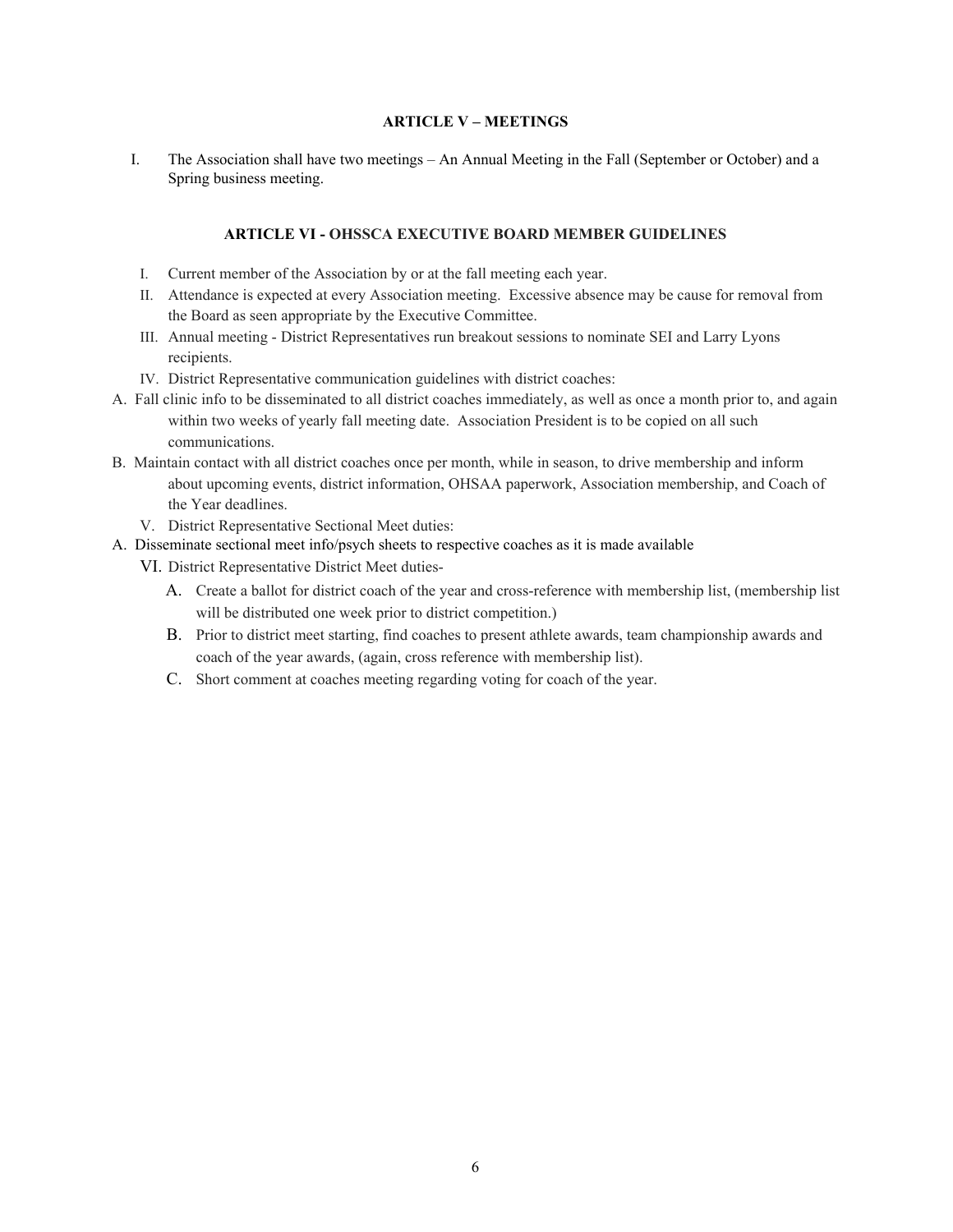## ARTICLE V – MEETINGS

I. The Association shall have two meetings – An Annual Meeting in the Fall (September or October) and a Spring business meeting.

## ARTICLE VI - OHSSCA EXECUTIVE BOARD MEMBER GUIDELINES

I. Current member of the Association by or at the fall meeting each year.

II. Attendance is expected at every Association meeting. Excessive absence may be cause for removal from the Board as seen appropriate by the Executive Committee.

III. Annual meeting - District Representatives run breakout sessions to nominate SEI and Larry Lyons recipients.

IV. District Representative communication guidelines with district coaches:

A. Fall clinic info to be disseminated to all district coaches immediately, as well as once a month prior to, and again within two weeks of yearly fall meeting date. Association President is to be copied on all such communications.

B. Maintain contact with all district coaches once per month, while in season, to drive membership and inform about upcoming events, district information, OHSAA paperwork, Association membership, and Coach of the Year deadlines.

V. District Representative Sectional Meet duties:

A. Disseminate sectional meet info/psych sheets to respective coaches as it is made available

VI. District Representative District Meet duties-

A. Create a ballot for district coach of the year and cross-reference with membership list, (membership list will be distributed one week prior to district competition.)

B. Prior to district meet starting, find coaches to present athlete awards, team championship awards and coach of the year awards, (again, cross reference with membership list).

C. Short comment at coaches meeting regarding voting for coach of the year.